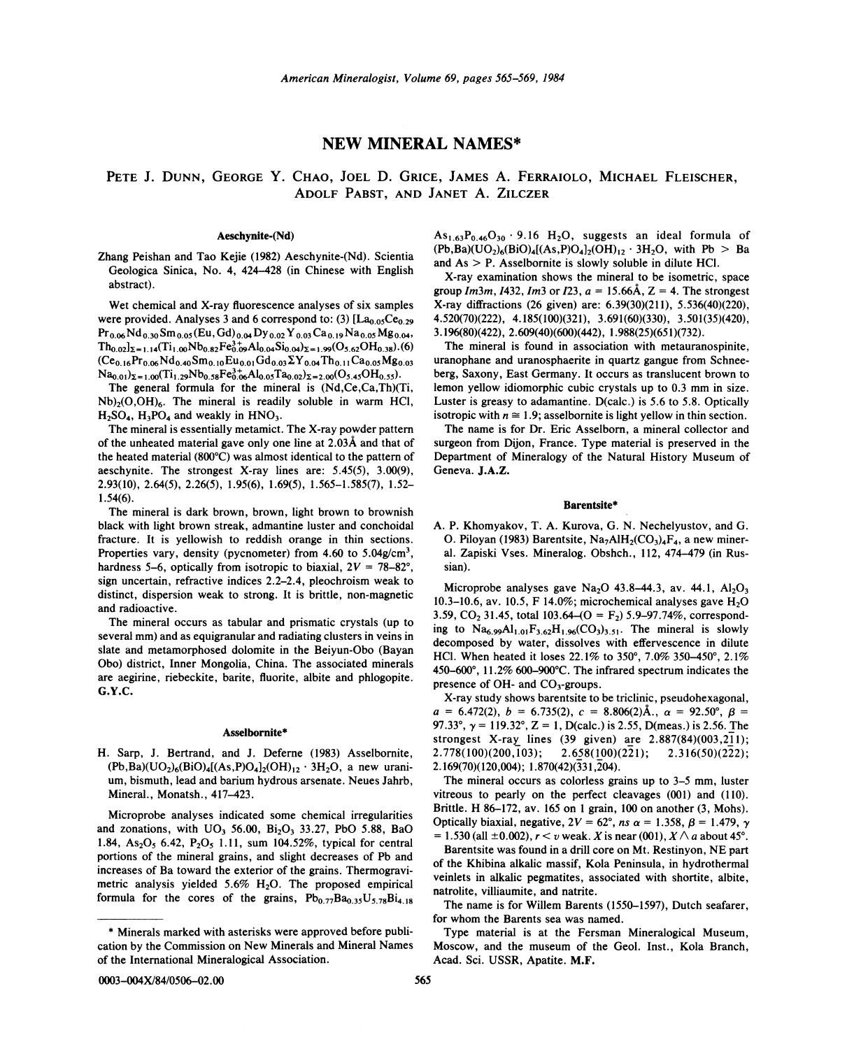# NEW MINERAL NAMES*

**PETE J. DUNN, GEORGE Y. CHAO, JOEL D. GRICE, JAMES A. FERRAIOLO, MICHAEL FLEISCHER, ADOLF PABST, AND JANET A. ZILCZER**

### Aeschynite-(Nd)

Zhang Peishan and Tao Kejie (1982) Aeschynite-(Nd). Scientia Geologica Sinica, No. 4, 424–428 (in Chinese with English abstract).

Wet chemical and X-ray fluorescence analyses of six samples were provided. Analyses 3 and 6 correspond to: (3) $[La_{0.05}Ce_{0.29}Pr_{0.06}Nd_{0.30}Sm_{0.05}(Eu,Gd)_{0.04}Dy_{0.02}Y_{0.03}Ca_{0.19}Na_{0.05}Mg_{0.04},Th_{0.02}]_{\Sigma=1.14}(Ti_{1.00}Nb_{0.82}Fe^{3+}_{0.09}Al_{0.04}Si_{0.04})_{\Sigma=1.99}(O_{5.62}OH_{0.38})$. (6) $(Ce_{0.16}Pr_{0.06}Nd_{0.40}Sm_{0.10}Eu_{0.01}Gd_{0.03}\Sigma Y_{0.04}Th_{0.11}Ca_{0.05}Mg_{0.03}Na_{0.01})_{\Sigma=1.00}(Ti_{1.29}Nb_{0.58}Fe^{3+}_{0.06}Al_{0.05}Ta_{0.02})_{\Sigma=2.00}(O_{5.45}OH_{0.55})$.

The general formula for the mineral is $(Nd,Ce,Ca,Th)(Ti,Nb)_2(O,OH)_6$. The mineral is readily soluble in warm HCl, $H_2SO_4$, $H_3PO_4$ and weakly in $HNO_3$.

The mineral is essentially metamict. The X-ray powder pattern of the unheated material gave only one line at 2.03Å and that of the heated material (800°C) was almost identical to the pattern of aeschynite. The strongest X-ray lines are: 5.45(5), 3.00(9), 2.93(10), 2.64(5), 2.26(5), 1.95(6), 1.69(5), 1.565–1.585(7), 1.52–1.54(6).

The mineral is dark brown, brown, light brown to brownish black with light brown streak, admantine luster and conchoidal fracture. It is yellowish to reddish orange in thin sections. Properties vary, density (pycnometer) from 4.60 to 5.04g/cm$^3$, hardness 5–6, optically from isotropic to biaxial, $2V = 78$–$82°$, sign uncertain, refractive indices 2.2–2.4, pleochroism weak to distinct, dispersion weak to strong. It is brittle, non-magnetic and radioactive.

The mineral occurs as tabular and prismatic crystals (up to several mm) and as equigranular and radiating clusters in veins in slate and metamorphosed dolomite in the Beiyun-Obo (Bayan Obo) district, Inner Mongolia, China. The associated minerals are aegirine, riebeckite, barite, fluorite, albite and phlogopite. **G.Y.C.**

### Asselbornite*

H. Sarp, J. Bertrand, and J. Deferne (1983) Asselbornite, $(Pb,Ba)(UO_2)_6(BiO)_4[(As,P)O_4]_2(OH)_{12} \cdot 3H_2O$, a new uranium, bismuth, lead and barium hydrous arsenate. Neues Jahrb, Mineral., Monatsh., 417–423.

Microprobe analyses indicated some chemical irregularities and zonations, with $UO_3$ 56.00, $Bi_2O_3$ 33.27, PbO 5.88, BaO 1.84, $As_2O_5$ 6.42, $P_2O_5$ 1.11, sum 104.52%, typical for central portions of the mineral grains, and slight decreases of Pb and increases of Ba toward the exterior of the grains. Thermogravimetric analysis yielded 5.6% $H_2O$. The proposed empirical formula for the cores of the grains, $Pb_{0.77}Ba_{0.35}U_{5.78}Bi_{4.18}As_{1.63}P_{0.46}O_{30} \cdot 9.16\ H_2O$, suggests an ideal formula of $(Pb,Ba)(UO_2)_6(BiO)_4[(As,P)O_4]_2(OH)_{12} \cdot 3H_2O$, with Pb > Ba and As > P. Asselbornite is slowly soluble in dilute HCl.

X-ray examination shows the mineral to be isometric, space group $Im3m$, $I432$, $Im3$ or $I23$, $a = 15.66$Å, Z = 4. The strongest X-ray diffractions (26 given) are: 6.39(30)(211), 5.536(40)(220), 4.520(70)(222), 4.185(100)(321), 3.691(60)(330), 3.501(35)(420), 3.196(80)(422), 2.609(40)(600)(442), 1.988(25)(651)(732).

The mineral is found in association with metauranospinite, uranophane and uranosphaerite in quartz gangue from Schneeberg, Saxony, East Germany. It occurs as translucent brown to lemon yellow idiomorphic cubic crystals up to 0.3 mm in size. Luster is greasy to adamantine. D(calc.) is 5.6 to 5.8. Optically isotropic with $n \cong 1.9$; asselbornite is light yellow in thin section.

The name is for Dr. Eric Asselborn, a mineral collector and surgeon from Dijon, France. Type material is preserved in the Department of Mineralogy of the Natural History Museum of Geneva. **J.A.Z.**

### Barentsite*

A. P. Khomyakov, T. A. Kurova, G. N. Nechelyustov, and G. O. Piloyan (1983) Barentsite, $Na_7AlH_2(CO_3)_4F_4$, a new mineral. Zapiski Vses. Mineralog. Obshch., 112, 474–479 (in Russian).

Microprobe analyses gave $Na_2O$ 43.8–44.3, av. 44.1, $Al_2O_3$ 10.3–10.6, av. 10.5, F 14.0%; microchemical analyses gave $H_2O$ 3.59, $CO_2$ 31.45, total 103.64–(O = $F_2$) 5.9–97.74%, corresponding to $Na_{6.99}Al_{1.01}F_{3.62}H_{1.96}(CO_3)_{3.51}$. The mineral is slowly decomposed by water, dissolves with effervescence in dilute HCl. When heated it loses 22.1% to 350°, 7.0% 350–450°, 2.1% 450–600°, 11.2% 600–900°C. The infrared spectrum indicates the presence of OH- and $CO_3$-groups.

X-ray study shows barentsite to be triclinic, pseudohexagonal, $a = 6.472(2)$, $b = 6.735(2)$, $c = 8.806(2)$Å., $\alpha = 92.50°$, $\beta = 97.33°$, $\gamma = 119.32°$, Z = 1, D(calc.) is 2.55, D(meas.) is 2.56. The strongest X-ray lines (39 given) are 2.887(84)(003,$\bar{2}\bar{1}1$); 2.778(100)(200,$\bar{1}03$); 2.658(100)($2\bar{2}1$); 2.316(50)($2\bar{2}2$); 2.169(70)(120,004); 1.870(42)($\bar{3}31$,$\bar{2}04$).

The mineral occurs as colorless grains up to 3–5 mm, luster vitreous to pearly on the perfect cleavages (001) and (110). Brittle. H 86–172, av. 165 on 1 grain, 100 on another (3, Mohs). Optically biaxial, negative, $2V = 62°$, $ns\ \alpha = 1.358$, $\beta = 1.479$, $\gamma = 1.530$ (all ±0.002), $r < v$ weak. X is near (001), $X \wedge a$ about 45°.

Barentsite was found in a drill core on Mt. Restinyon, NE part of the Khibina alkalic massif, Kola Peninsula, in hydrothermal veinlets in alkalic pegmatites, associated with shortite, albite, natrolite, villiaumite, and natrite.

The name is for Willem Barents (1550–1597), Dutch seafarer, for whom the Barents sea was named.

Type material is at the Fersman Mineralogical Museum, Moscow, and the museum of the Geol. Inst., Kola Branch, Acad. Sci. USSR, Apatite. **M.F.**

---

* Minerals marked with asterisks were approved before publication by the Commission on New Minerals and Mineral Names of the International Mineralogical Association.

0003-004X/84/0506-02.00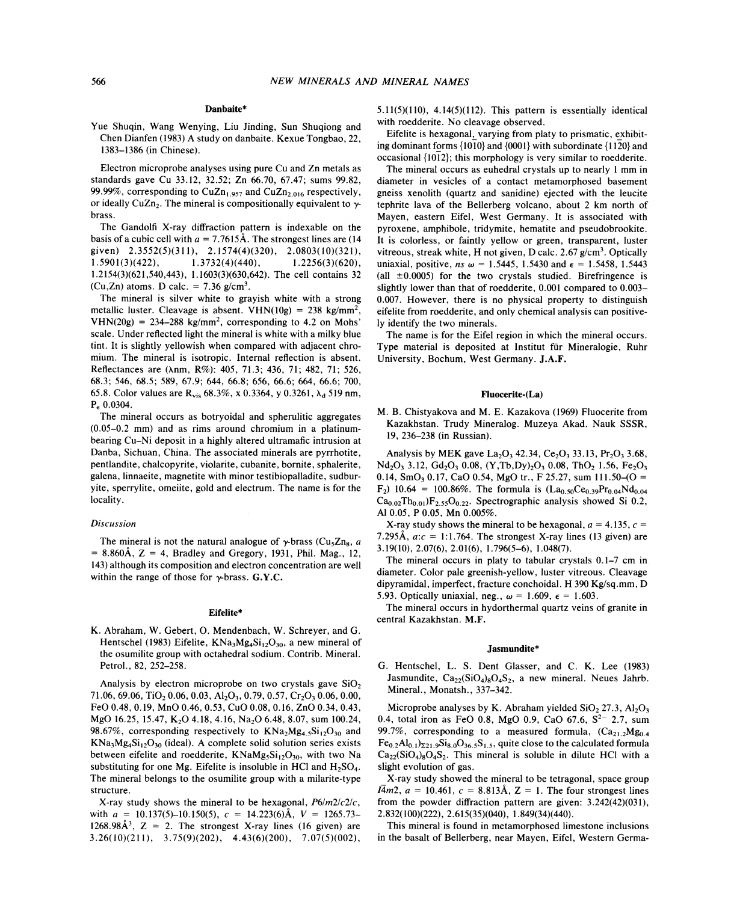## Danbaite*

Yue Shuqin, Wang Wenying, Liu Jinding, Sun Shuqiong and Chen Dianfen (1983) A study on danbaite. Kexue Tongbao, 22, 1383–1386 (in Chinese).

Electron microprobe analyses using pure Cu and Zn metals as standards gave Cu 33.12, 32.52; Zn 66.70, 67.47; sums 99.82, 99.99%, corresponding to $CuZn_{1.957}$ and $CuZn_{2.016}$ respectively, or ideally $CuZn_2$. The mineral is compositionally equivalent to γ-brass.

The Gandolfi X-ray diffraction pattern is indexable on the basis of a cubic cell with $a$ = 7.7615Å. The strongest lines are (14 given) 2.3552(5)(311), 2.1574(4)(320), 2.0803(10)(321), 1.5901(3)(422), 1.3732(4)(440), 1.2256(3)(620), 1.2154(3)(621,540,443), 1.1603(3)(630,642). The cell contains 32 (Cu,Zn) atoms. D calc. = 7.36 g/cm³.

The mineral is silver white to grayish white with a strong metallic luster. Cleavage is absent. VHN(10g) = 238 kg/mm², VHN(20g) = 234–288 kg/mm², corresponding to 4.2 on Mohs' scale. Under reflected light the mineral is white with a milky blue tint. It is slightly yellowish when compared with adjacent chromium. The mineral is isotropic. Internal reflection is absent. Reflectances are (λnm, R%): 405, 71.3; 436, 71; 482, 71; 526, 68.3; 546, 68.5; 589, 67.9; 644, 66.8; 656, 66.6; 664, 66.6; 700, 65.8. Color values are $R_{vis}$ 68.3%, x 0.3364, y 0.3261, $\lambda_d$ 519 nm, $P_e$ 0.0304.

The mineral occurs as botryoidal and spherulitic aggregates (0.05–0.2 mm) and as rims around chromium in a platinum-bearing Cu–Ni deposit in a highly altered ultramafic intrusion at Danba, Sichuan, China. The associated minerals are pyrrhotite, pentlandite, chalcopyrite, violarite, cubanite, bornite, sphalerite, galena, linnaeite, magnetite with minor testibiopalladite, sudburyite, sperrylite, omeiite, gold and electrum. The name is for the locality.

*Discussion*

The mineral is not the natural analogue of γ-brass ($Cu_5Zn_8$, $a$ = 8.860Å, Z = 4, Bradley and Gregory, 1931, Phil. Mag., 12, 143) although its composition and electron concentration are well within the range of those for γ-brass. **G.Y.C.**

## Eifelite*

K. Abraham, W. Gebert, O. Mendenbach, W. Schreyer, and G. Hentschel (1983) Eifelite, $KNa_3Mg_4Si_{12}O_{30}$, a new mineral of the osumilite group with octahedral sodium. Contrib. Mineral. Petrol., 82, 252–258.

Analysis by electron microprobe on two crystals gave $SiO_2$ 71.06, 69.06, $TiO_2$ 0.06, 0.03, $Al_2O_3$, 0.79, 0.57, $Cr_2O_3$ 0.06, 0.00, FeO 0.48, 0.19, MnO 0.46, 0.53, CuO 0.08, 0.16, ZnO 0.34, 0.43, MgO 16.25, 15.47, $K_2O$ 4.18, 4.16, $Na_2O$ 6.48, 8.07, sum 100.24, 98.67%, corresponding respectively to $KNa_2Mg_{4.5}Si_{12}O_{30}$ and $KNa_3Mg_4Si_{12}O_{30}$ (ideal). A complete solid solution series exists between eifelite and roedderite, $KNaMg_5Si_{12}O_{30}$, with two Na substituting for one Mg. Eifelite is insoluble in HCl and $H_2SO_4$. The mineral belongs to the osumilite group with a milarite-type structure.

X-ray study shows the mineral to be hexagonal, $P6/m2/c2/c$, with $a$ = 10.137(5)–10.150(5), $c$ = 14.223(6)Å, $V$ = 1265.73–1268.98Å³, Z = 2. The strongest X-ray lines (16 given) are 3.26(10)(211), 3.75(9)(202), 4.43(6)(200), 7.07(5)(002), 5.11(5)(110), 4.14(5)(112). This pattern is essentially identical with roedderite. No cleavage observed.

Eifelite is hexagonal, varying from platy to prismatic, exhibiting dominant forms {10$\bar{1}$0} and {0001} with subordinate {11$\bar{2}$0} and occasional {10$\bar{1}$2}; this morphology is very similar to roedderite.

The mineral occurs as euhedral crystals up to nearly 1 mm in diameter in vesicles of a contact metamorphosed basement gneiss xenolith (quartz and sanidine) ejected with the leucite tephrite lava of the Bellerberg volcano, about 2 km north of Mayen, eastern Eifel, West Germany. It is associated with pyroxene, amphibole, tridymite, hematite and pseudobrookite. It is colorless, or faintly yellow or green, transparent, luster vitreous, streak white, H not given, D calc. 2.67 g/cm³. Optically uniaxial, positive, $ns$ ω = 1.5445, 1.5430 and ε = 1.5458, 1.5443 (all ±0.0005) for the two crystals studied. Birefringence is slightly lower than that of roedderite, 0.001 compared to 0.003–0.007. However, there is no physical property to distinguish eifelite from roedderite, and only chemical analysis can positively identify the two minerals.

The name is for the Eifel region in which the mineral occurs. Type material is deposited at Institut für Mineralogie, Ruhr University, Bochum, West Germany. **J.A.F.**

## Fluocerite-(La)

M. B. Chistyakova and M. E. Kazakova (1969) Fluocerite from Kazakhstan. Trudy Mineralog. Muzeya Akad. Nauk SSSR, 19, 236–238 (in Russian).

Analysis by MEK gave $La_2O_3$ 42.34, $Ce_2O_3$ 33.13, $Pr_2O_3$ 3.68, $Nd_2O_3$ 3.12, $Gd_2O_3$ 0.08, $(Y,Tb,Dy)_2O_3$ 0.08, $ThO_2$ 1.56, $Fe_2O_3$ 0.14, $SmO_3$ 0.17, CaO 0.54, MgO tr., F 25.27, sum 111.50–(O = $F_2$) 10.64 = 100.86%. The formula is $(La_{0.50}Ce_{0.39}Pr_{0.04}Nd_{0.04}Ca_{0.02}Th_{0.01})F_{2.55}O_{0.22}$. Spectrographic analysis showed Si 0.2, Al 0.05, P 0.05, Mn 0.005%.

X-ray study shows the mineral to be hexagonal, $a$ = 4.135, $c$ = 7.295Å, $a:c$ = 1:1.764. The strongest X-ray lines (13 given) are 3.19(10), 2.07(6), 2.01(6), 1.796(5–6), 1.048(7).

The mineral occurs in platy to tabular crystals 0.1–7 cm in diameter. Color pale greenish-yellow, luster vitreous. Cleavage dipyramidal, imperfect, fracture conchoidal. H 390 Kg/sq.mm, D 5.93. Optically uniaxial, neg., ω = 1.609, ε = 1.603.

The mineral occurs in hydorthermal quartz veins of granite in central Kazakhstan. **M.F.**

## Jasmundite*

G. Hentschel, L. S. Dent Glasser, and C. K. Lee (1983) Jasmundite, $Ca_{22}(SiO_4)_8O_4S_2$, a new mineral. Neues Jahrb. Mineral., Monatsh., 337–342.

Microprobe analyses by K. Abraham yielded $SiO_2$ 27.3, $Al_2O_3$ 0.4, total iron as FeO 0.8, MgO 0.9, CaO 67.6, $S^{2-}$ 2.7, sum 99.7%, corresponding to a measured formula, $(Ca_{21.2}Mg_{0.4}Fe_{0.2}Al_{0.1})_{\Sigma 21.9}Si_{8.0}O_{36.5}S_{1.5}$, quite close to the calculated formula $Ca_{22}(SiO_4)_8O_4S_2$. This mineral is soluble in dilute HCl with a slight evolution of gas.

X-ray study showed the mineral to be tetragonal, space group $I\bar{4}m2$, $a$ = 10.461, $c$ = 8.813Å, Z = 1. The four strongest lines from the powder diffraction pattern are given: 3.242(42)(031), 2.832(100)(222), 2.615(35)(040), 1.849(34)(440).

This mineral is found in metamorphosed limestone inclusions in the basalt of Bellerberg, near Mayen, Eifel, Western Germa-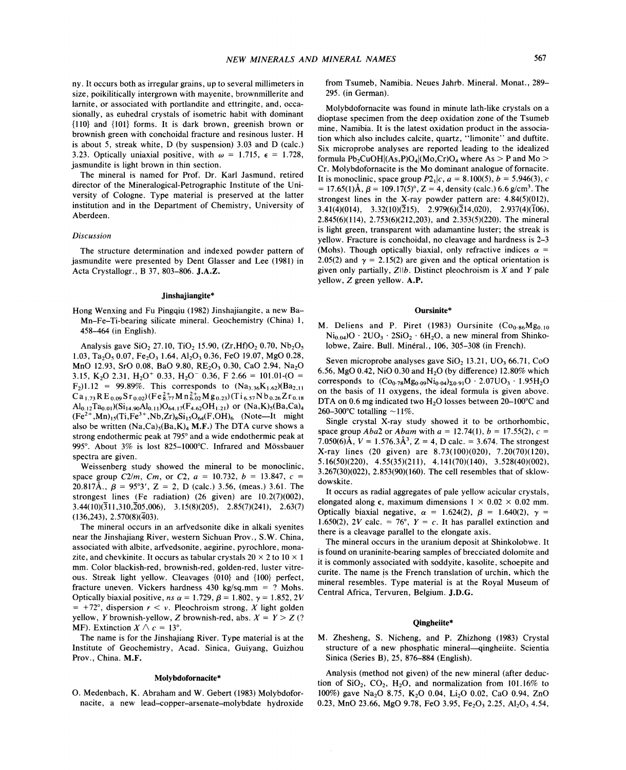ny. It occurs both as irregular grains, up to several millimeters in size, poikilitically intergrown with mayenite, brownmillerite and larnite, or associated with portlandite and ettringite, and, occasionally, as euhedral crystals of isometric habit with dominant {110} and {101} forms. It is dark brown, greenish brown or brownish green with conchoidal fracture and resinous luster. H is about 5, streak white, D (by suspension) 3.03 and D (calc.) 3.23. Optically uniaxial positive, with $\omega$ = 1.715, $\epsilon$ = 1.728, jasmundite is light brown in thin section.

The mineral is named for Prof. Dr. Karl Jasmund, retired director of the Mineralogical-Petrographic Institute of the University of Cologne. Type material is preserved at the latter institution and in the Department of Chemistry, University of Aberdeen.

*Discussion*

The structure determination and indexed powder pattern of jasmundite were presented by Dent Glasser and Lee (1981) in Acta Crystallogr., B 37, 803–806. **J.A.Z.**

### Jinshajiangite*

Hong Wenxing and Fu Pingqiu (1982) Jinshajiangite, a new Ba–Mn–Fe–Ti-bearing silicate mineral. Geochemistry (China) 1, 458–464 (in English).

Analysis gave $SiO_2$ 27.10, $TiO_2$ 15.90, $(Zr,Hf)O_2$ 0.70, $Nb_2O_5$ 1.03, $Ta_2O_5$ 0.07, $Fe_2O_3$ 1.64, $Al_2O_3$ 0.36, FeO 19.07, MgO 0.28, MnO 12.93, SrO 0.08, BaO 9.80, $RE_2O_3$ 0.30, CaO 2.94, $Na_2O$ 3.15, $K_2O$ 2.31, $H_2O^+$ 0.33, $H_2O^-$ 0.36, F 2.66 = 101.01-(O = $F_2$)1.12 = 99.89%. This corresponds to $(Na_{3.36}K_{1.62})(Ba_{2.11}Ca_{1.73}RE_{0.09}Sr_{0.02})(Fe^{2+}_{8.77}Mn^{2+}_{6.02}Mg_{0.23})(Ti_{6.57}Nb_{0.26}Zr_{0.18}Al_{0.12}Ta_{0.01})(Si_{14.90}Al_{0.11})O_{64.17}(F_{4.62}OH_{1.21})$ or $(Na,K)_5(Ba,Ca)_4(Fe^{2+},Mn)_{15}(Ti,Fe^{3+},Nb,Zr)_8Si_{15}O_{64}(F,OH)_6$ (Note—It might also be written $(Na,Ca)_5(Ba,K)_4$ **M.F.**) The DTA curve shows a strong endothermic peak at 795° and a wide endothermic peak at 995°. About 3% is lost 825–1000°C. Infrared and Mössbauer spectra are given.

Weissenberg study showed the mineral to be monoclinic, space group $C2/m$, $Cm$, or $C2$, $a$ = 10.732, $b$ = 13.847, $c$ = 20.817Å., $\beta$ = 95°3′, Z = 2, D (calc.) 3.56, (meas.) 3.61. The strongest lines (Fe radiation) (26 given) are 10.2(7)(002), 3.44(10)($\bar{3}$11,310,$\bar{2}$05,006), 3.15(8)(205), 2.85(7)(241), 2.63(7)(136,243), 2.570(8)($\bar{4}$03).

The mineral occurs in an arfvedsonite dike in alkali syenites near the Jinshajiang River, western Sichuan Prov., S.W. China, associated with albite, arfvedsonite, aegirine, pyrochlore, monazite, and chevkinite. It occurs as tabular crystals 20 × 2 to 10 × 1 mm. Color blackish-red, brownish-red, golden-red, luster vitreous. Streak light yellow. Cleavages {010} and {100} perfect, fracture uneven. Vickers hardness 430 kg/sq.mm = ? Mohs. Optically biaxial positive, $ns$ $\alpha$ = 1.729, $\beta$ = 1.802, $\gamma$ = 1.852, 2V = +72°, dispersion $r < v$. Pleochroism strong, X light golden yellow, Y brownish-yellow, Z brownish-red, abs. X = Y > Z (? MF). Extinction $X \wedge c$ = 13°.

The name is for the Jinshajiang River. Type material is at the Institute of Geochemistry, Acad. Sinica, Guiyang, Guizhou Prov., China. **M.F.**

### Molybdofornacite*

O. Medenbach, K. Abraham and W. Gebert (1983) Molybdofornacite, a new lead–copper–arsenate–molybdate hydroxide from Tsumeb, Namibia. Neues Jahrb. Mineral. Monat., 289–295. (in German).

Molybdofornacite was found in minute lath-like crystals on a dioptase specimen from the deep oxidation zone of the Tsumeb mine, Namibia. It is the latest oxidation product in the association which also includes calcite, quartz, "limonite" and duftite. Six microprobe analyses are reported leading to the idealized formula $Pb_2CuOH|(As,P)O_4|(Mo,Cr)O_4$ where As > P and Mo > Cr. Molybdofornacite is the Mo dominant analogue of fornacite. It is monoclinic, space group $P2_1|c$, $a$ = 8.100(5), $b$ = 5.946(3), $c$ = 17.65(1)Å, $\beta$ = 109.17(5)°, Z = 4, density (calc.) 6.6 g/cm³. The strongest lines in the X-ray powder pattern are: 4.84(5)(012), 3.41(4)(014), 3.32(10)($\bar{2}$15), 2.979(6)($\bar{2}$14,020), 2.937(4)($\bar{1}$06), 2.845(6)(114), 2.753(6)(212,203), and 2.353(5)(220). The mineral is light green, transparent with adamantine luster; the streak is yellow. Fracture is conchoidal, no cleavage and hardness is 2–3 (Mohs). Though optically biaxial, only refractive indices $\alpha$ = 2.05(2) and $\gamma$ = 2.15(2) are given and the optical orientation is given only partially, Z∥b. Distinct pleochroism is X and Y pale yellow, Z green yellow. **A.P.**

### Oursinite*

M. Deliens and P. Piret (1983) Oursinite $(Co_{0.86}Mg_{0.10}Ni_{0.04})O \cdot 2UO_3 \cdot 2SiO_2 \cdot 6H_2O$, a new mineral from Shinkolobwe, Zaire. Bull. Minéral., 106, 305–308 (in French).

Seven microprobe analyses gave $SiO_2$ 13.21, $UO_3$ 66.71, CoO 6.56, MgO 0.42, NiO 0.30 and $H_2O$ (by difference) 12.80% which corresponds to $(Co_{0.78}Mg_{0.09}Ni_{0.04})_{\Sigma 0.91}O \cdot 2.07UO_3 \cdot 1.95H_2O$ on the basis of 11 oxygens, the ideal formula is given above. DTA on 0.6 mg indicated two $H_2O$ losses between 20–100°C and 260–300°C totalling ~11%.

Single crystal X-ray study showed it to be orthorhombic, space group $Aba2$ or $Abam$ with $a$ = 12.74(1), $b$ = 17.55(2), $c$ = 7.050(6)Å, V = 1.576.3Å³, Z = 4, D calc. = 3.674. The strongest X-ray lines (20 given) are 8.73(100)(020), 7.20(70)(120), 5.16(50)(220), 4.55(35)(211), 4.141(70)(140), 3.528(40)(002), 3.267(30)(022), 2.853(90)(160). The cell resembles that of sklowdowskite.

It occurs as radial aggregates of pale yellow acicular crystals, elongated along **c**, maximum dimensions 1 × 0.02 × 0.02 mm. Optically biaxial negative, $\alpha$ = 1.624(2), $\beta$ = 1.640(2), $\gamma$ = 1.650(2), 2V calc. = 76°, Y = c. It has parallel extinction and there is a cleavage parallel to the elongate axis.

The mineral occurs in the uranium deposit at Shinkolobwe. It is found on uraninite-bearing samples of brecciated dolomite and it is commonly associated with soddyite, kasolite, schoepite and curite. The name is the French translation of urchin, which the mineral resembles. Type material is at the Royal Museum of Central Africa, Tervuren, Belgium. **J.D.G.**

### Qingheiite*

M. Zhesheng, S. Nicheng, and P. Zhizhong (1983) Crystal structure of a new phosphatic mineral—qingheiite. Scientia Sinica (Series B), 25, 876–884 (English).

Analysis (method not given) of the new mineral (after deduction of $SiO_2$, $CO_2$, $H_2O$, and normalization from 101.16% to 100%) gave $Na_2O$ 8.75, $K_2O$ 0.04, $Li_2O$ 0.02, CaO 0.94, ZnO 0.23, MnO 23.66, MgO 9.78, FeO 3.95, $Fe_2O_3$ 2.25, $Al_2O_3$ 4.54,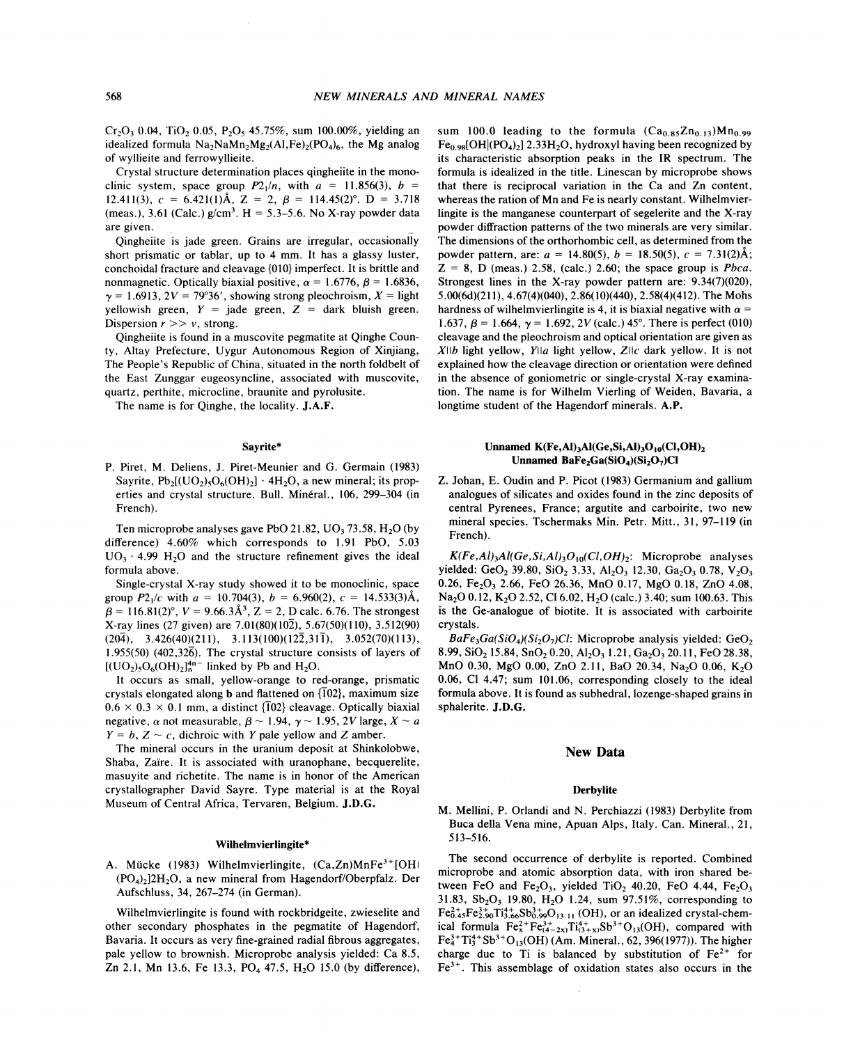$Cr_2O_3$ 0.04, $TiO_2$ 0.05, $P_2O_5$ 45.75%, sum 100.00%, yielding an idealized formula $Na_2NaMn_2Mg_2(Al,Fe)_2(PO_4)_6$, the Mg analog of wyllieite and ferrowyllieite.

Crystal structure determination places qingheiite in the monoclinic system, space group $P2_1/n$, with $a$ = 11.856(3), $b$ = 12.411(3), $c$ = 6.421(1)Å, Z = 2, $\beta$ = 114.45(2)°. D = 3.718 (meas.), 3.61 (Calc.) g/cm$^3$. H = 5.3–5.6. No X-ray powder data are given.

Qingheiite is jade green. Grains are irregular, occasionally short prismatic or tablar, up to 4 mm. It has a glassy luster, conchoidal fracture and cleavage {010} imperfect. It is brittle and nonmagnetic. Optically biaxial positive, $\alpha$ = 1.6776, $\beta$ = 1.6836, $\gamma$ = 1.6913, 2V = 79°36′, showing strong pleochroism, X = light yellowish green, Y = jade green, Z = dark bluish green. Dispersion $r >> v$, strong.

Qingheiite is found in a muscovite pegmatite at Qinghe County, Altay Prefecture, Uygur Autonomous Region of Xinjiang, The People's Republic of China, situated in the north foldbelt of the East Zunggar eugeosyncline, associated with muscovite, quartz, perthite, microcline, braunite and pyrolusite.

The name is for Qinghe, the locality. **J.A.F.**

### Sayrite*

P. Piret, M. Deliens, J. Piret-Meunier and G. Germain (1983) Sayrite, $Pb_2[(UO_2)_5O_6(OH)_2] \cdot 4H_2O$, a new mineral; its properties and crystal structure. Bull. Minéral., 106, 299–304 (in French).

Ten microprobe analyses gave PbO 21.82, $UO_3$ 73.58, $H_2O$ (by difference) 4.60% which corresponds to 1.91 PbO, 5.03 $UO_3 \cdot 4.99\ H_2O$ and the structure refinement gives the ideal formula above.

Single-crystal X-ray study showed it to be monoclinic, space group $P2_1/c$ with $a$ = 10.704(3), $b$ = 6.960(2), $c$ = 14.533(3)Å, $\beta$ = 116.81(2)°, V = 9.66.3Å$^3$, Z = 2, D calc. 6.76. The strongest X-ray lines (27 given) are 7.01(80)(10$\bar{2}$), 5.67(50)(110), 3.512(90) (20$\bar{4}$), 3.426(40)(211), 3.113(100)(12$\bar{2}$,31$\bar{1}$), 3.052(70)(113), 1.955(50) (402,32$\bar{6}$). The crystal structure consists of layers of $[(UO_2)_5O_6(OH)_2]_n^{4n-}$ linked by Pb and $H_2O$.

It occurs as small, yellow-orange to red-orange, prismatic crystals elongated along **b** and flattened on {$\bar{1}$02}, maximum size 0.6 × 0.3 × 0.1 mm, a distinct {$\bar{1}$02} cleavage. Optically biaxial negative, $\alpha$ not measurable, $\beta$ ~ 1.94, $\gamma$ ~ 1.95, 2V large, X ~ a Y = b, Z ~ c, dichroic with Y pale yellow and Z amber.

The mineral occurs in the uranium deposit at Shinkolobwe, Shaba, Zaïre. It is associated with uranophane, becquerelite, masuyite and richetite. The name is in honor of the American crystallographer David Sayre. Type material is at the Royal Museum of Central Africa, Tervaren, Belgium. **J.D.G.**

### Wilhelmvierlingite*

A. Mücke (1983) Wilhelmvierlingite, $(Ca,Zn)MnFe^{3+}[OH|(PO_4)_2]2H_2O$, a new mineral from Hagendorf/Oberpfalz. Der Aufschluss, 34, 267–274 (in German).

Wilhelmvierlingite is found with rockbridgeite, zwieselite and other secondary phosphates in the pegmatite of Hagendorf, Bavaria. It occurs as very fine-grained radial fibrous aggregates, pale yellow to brownish. Microprobe analysis yielded: Ca 8.5, Zn 2.1, Mn 13.6, Fe 13.3, $PO_4$ 47.5, $H_2O$ 15.0 (by difference), sum 100.0 leading to the formula $(Ca_{0.85}Zn_{0.13})Mn_{0.99}Fe_{0.98}[OH|(PO_4)_2]\ 2.33H_2O$, hydroxyl having been recognized by its characteristic absorption peaks in the IR spectrum. The formula is idealized in the title. Linescan by microprobe shows that there is reciprocal variation in the Ca and Zn content, whereas the ration of Mn and Fe is nearly constant. Wilhelmvierlingite is the manganese counterpart of segelerite and the X-ray powder diffraction patterns of the two minerals are very similar. The dimensions of the orthorhombic cell, as determined from the powder pattern, are: $a$ = 14.80(5), $b$ = 18.50(5), $c$ = 7.31(2)Å; Z = 8, D (meas.) 2.58, (calc.) 2.60; the space group is $Pbca$. Strongest lines in the X-ray powder pattern are: 9.34(7)(020), 5.00(6d)(211), 4.67(4)(040), 2.86(10)(440), 2.58(4)(412). The Mohs hardness of wilhelmvierlingite is 4, it is biaxial negative with $\alpha$ = 1.637, $\beta$ = 1.664, $\gamma$ = 1.692, 2V (calc.) 45°. There is perfect (010) cleavage and the pleochroism and optical orientation are given as X‖b light yellow, Y‖a light yellow, Z‖c dark yellow. It is not explained how the cleavage direction or orientation were defined in the absence of goniometric or single-crystal X-ray examination. The name is for Wilhelm Vierling of Weiden, Bavaria, a longtime student of the Hagendorf minerals. **A.P.**

### Unnamed $K(Fe,Al)_3Al(Ge,Si,Al)_3O_{10}(Cl,OH)_2$
### Unnamed $BaFe_2Ga(SiO_4)(Si_2O_7)Cl$

Z. Johan, E. Oudin and P. Picot (1983) Germanium and gallium analogues of silicates and oxides found in the zinc deposits of central Pyrenees, France; argutite and carboirite, two new mineral species. Tschermaks Min. Petr. Mitt., 31, 97–119 (in French).

*$K(Fe,Al)_3Al(Ge,Si,Al)_3O_{10}(Cl,OH)_2$*: Microprobe analyses yielded: $GeO_2$ 39.80, $SiO_2$ 3.33, $Al_2O_3$ 12.30, $Ga_2O_3$ 0.78, $V_2O_3$ 0.26, $Fe_2O_3$ 2.66, FeO 26.36, MnO 0.17, MgO 0.18, ZnO 4.08, $Na_2O$ 0.12, $K_2O$ 2.52, Cl 6.02, $H_2O$ (calc.) 3.40; sum 100.63. This is the Ge-analogue of biotite. It is associated with carboirite crystals.

*$BaFe_3Ga(SiO_4)(Si_2O_7)Cl$*: Microprobe analysis yielded: $GeO_2$ 8.99, $SiO_2$ 15.84, $SnO_2$ 0.20, $Al_2O_3$ 1.21, $Ga_2O_3$ 20.11, FeO 28.38, MnO 0.30, MgO 0.00, ZnO 2.11, BaO 20.34, $Na_2O$ 0.06, $K_2O$ 0.06, Cl 4.47; sum 101.06, corresponding closely to the ideal formula above. It is found as subhedral, lozenge-shaped grains in sphalerite. **J.D.G.**

## New Data

### Derbylite

M. Mellini, P. Orlandi and N. Perchiazzi (1983) Derbylite from Buca della Vena mine, Apuan Alps, Italy. Can. Mineral., 21, 513–516.

The second occurrence of derbylite is reported. Combined microprobe and atomic absorption data, with iron shared between FeO and $Fe_2O_3$, yielded $TiO_2$ 40.20, FeO 4.44, $Fe_2O_3$ 31.83, $Sb_2O_3$ 19.80, $H_2O$ 1.24, sum 97.51%, corresponding to $Fe^{2+}_{0.45}Fe^{3+}_{2.90}Ti^{4+}_{3.66}Sb^{3+}_{0.99}O_{13.11}$ (OH), or an idealized crystal-chemical formula $Fe^{2+}_xFe^{3+}_{(4-2x)}Ti^{4+}_{(3+x)}Sb^{3+}O_{13}(OH)$, compared with $Fe^{3+}_4Ti^{4+}_3Sb^{3+}O_{13}(OH)$ (Am. Mineral., 62, 396(1977)). The higher charge due to Ti is balanced by substitution of $Fe^{2+}$ for $Fe^{3+}$. This assemblage of oxidation states also occurs in the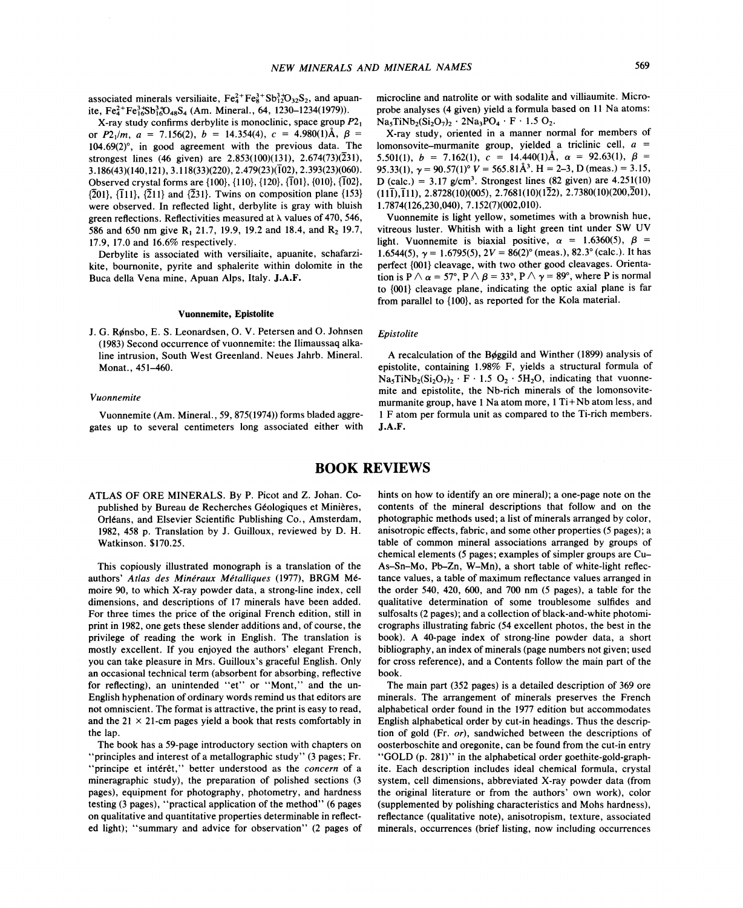associated minerals versiliaite, $Fe_4^{2+}Fe_8^{3+}Sb_{12}^{3+}O_{32}S_2$, and apuanite, $Fe_4^{2+}Fe_{16}^{3+}Sb_{16}^{3+}O_{48}S_4$ (Am. Mineral., 64, 1230–1234(1979)).

X-ray study confirms derbylite is monoclinic, space group $P2_1$ or $P2_1/m$, $a$ = 7.156(2), $b$ = 14.354(4), $c$ = 4.980(1)Å, $\beta$ = 104.69(2)°, in good agreement with the previous data. The strongest lines (46 given) are 2.853(100)(131), 2.674(73)($\bar{2}31$), 3.186(43)(140,121), 3.118(33)(220), 2.479(23)($\bar{1}02$), 2.393(23)(060). Observed crystal forms are {100}, {110}, {120}, {$\bar{1}01$}, {010}, {$\bar{1}02$}, {$\bar{2}01$}, {$\bar{1}11$}, {$\bar{2}11$} and {$\bar{2}31$}. Twins on composition plane {153} were observed. In reflected light, derbylite is gray with bluish green reflections. Reflectivities measured at λ values of 470, 546, 586 and 650 nm give $R_1$ 21.7, 19.9, 19.2 and 18.4, and $R_2$ 19.7, 17.9, 17.0 and 16.6% respectively.

Derbylite is associated with versiliaite, apuanite, schafarzikite, bournonite, pyrite and sphalerite within dolomite in the Buca della Vena mine, Apuan Alps, Italy. **J.A.F.**

### Vuonnemite, Epistolite

J. G. Rønsbo, E. S. Leonardsen, O. V. Petersen and O. Johnsen (1983) Second occurrence of vuonnemite: the Ilímaussaq alkaline intrusion, South West Greenland. Neues Jahrb. Mineral. Monat., 451–460.

*Vuonnemite*

Vuonnemite (Am. Mineral., 59, 875(1974)) forms bladed aggregates up to several centimeters long associated either with microcline and natrolite or with sodalite and villiaumite. Microprobe analyses (4 given) yield a formula based on 11 Na atoms: $Na_5TiNb_2(Si_2O_7)_2 \cdot 2Na_3PO_4 \cdot F \cdot 1.5\ O_2$.

X-ray study, oriented in a manner normal for members of lomonsovite–murmanite group, yielded a triclinic cell, $a$ = 5.501(1), $b$ = 7.162(1), $c$ = 14.440(1)Å, $\alpha$ = 92.63(1), $\beta$ = 95.33(1), $\gamma$ = 90.57(1)° $V$ = 565.81Å$^3$. H = 2–3, D (meas.) = 3.15, D (calc.) = 3.17 g/cm$^3$. Strongest lines (82 given) are 4.251(10) ($11\bar{1}$,$\bar{1}11$), 2.8728(10)(005), 2.7681(10)($1\bar{2}2$), 2.7380(10)(200,$\bar{2}01$), 1.7874(126,230,040), 7.152(7)(002,010).

Vuonnemite is light yellow, sometimes with a brownish hue, vitreous luster. Whitish with a light green tint under SW UV light. Vuonnemite is biaxial positive, $\alpha$ = 1.6360(5), $\beta$ = 1.6544(5), $\gamma$ = 1.6795(5), 2V = 86(2)° (meas.), 82.3° (calc.). It has perfect {001} cleavage, with two other good cleavages. Orientation is P ∧ $\alpha$ = 57°, P ∧ $\beta$ = 33°, P ∧ $\gamma$ = 89°, where P is normal to {001} cleavage plane, indicating the optic axial plane is far from parallel to {100}, as reported for the Kola material.

*Epistolite*

A recalculation of the Bøggild and Winther (1899) analysis of epistolite, containing 1.98% F, yields a structural formula of $Na_5TiNb_2(Si_2O_7)_2 \cdot F \cdot 1.5\ O_2 \cdot 5H_2O$, indicating that vuonnemite and epistolite, the Nb-rich minerals of the lomonsovite-murmanite group, have 1 Na atom more, 1 Ti+Nb atom less, and 1 F atom per formula unit as compared to the Ti-rich members. **J.A.F.**

## BOOK REVIEWS

ATLAS OF ORE MINERALS. By P. Picot and Z. Johan. Copublished by Bureau de Recherches Géologiques et Minières, Orléans, and Elsevier Scientific Publishing Co., Amsterdam, 1982, 458 p. Translation by J. Guilloux, reviewed by D. H. Watkinson. $170.25.

This copiously illustrated monograph is a translation of the authors' *Atlas des Minéraux Métalliques* (1977), BRGM Mémoire 90, to which X-ray powder data, a strong-line index, cell dimensions, and descriptions of 17 minerals have been added. For three times the price of the original French edition, still in print in 1982, one gets these slender additions and, of course, the privilege of reading the work in English. The translation is mostly excellent. If you enjoyed the authors' elegant French, you can take pleasure in Mrs. Guilloux's graceful English. Only an occasional technical term (absorbent for absorbing, reflective for reflecting), an unintended "et" or "Mont," and the un-English hyphenation of ordinary words remind us that editors are not omniscient. The format is attractive, the print is easy to read, and the 21 × 21-cm pages yield a book that rests comfortably in the lap.

The book has a 59-page introductory section with chapters on "principles and interest of a metallographic study" (3 pages; Fr. "principe et intérêt," better understood as the *concern* of a mineragraphic study), the preparation of polished sections (3 pages), equipment for photography, photometry, and hardness testing (3 pages), "practical application of the method" (6 pages on qualitative and quantitative properties determinable in reflected light); "summary and advice for observation" (2 pages of hints on how to identify an ore mineral); a one-page note on the contents of the mineral descriptions that follow and on the photographic methods used; a list of minerals arranged by color, anisotropic effects, fabric, and some other properties (5 pages); a table of common mineral associations arranged by groups of chemical elements (5 pages; examples of simpler groups are Cu–As–Sn–Mo, Pb–Zn, W–Mn), a short table of white-light reflectance values, a table of maximum reflectance values arranged in the order 540, 420, 600, and 700 nm (5 pages), a table for the qualitative determination of some troublesome sulfides and sulfosalts (2 pages); and a collection of black-and-white photomicrographs illustrating fabric (54 excellent photos, the best in the book). A 40-page index of strong-line powder data, a short bibliography, an index of minerals (page numbers not given; used for cross reference), and a Contents follow the main part of the book.

The main part (352 pages) is a detailed description of 369 ore minerals. The arrangement of minerals preserves the French alphabetical order found in the 1977 edition but accommodates English alphabetical order by cut-in headings. Thus the description of gold (Fr. *or*), sandwiched between the descriptions of oosterboschite and oregonite, can be found from the cut-in entry "GOLD (p. 281)" in the alphabetical order goethite-gold-graphite. Each description includes ideal chemical formula, crystal system, cell dimensions, abbreviated X-ray powder data (from the original literature or from the authors' own work), color (supplemented by polishing characteristics and Mohs hardness), reflectance (qualitative note), anisotropism, texture, associated minerals, occurrences (brief listing, now including occurrences